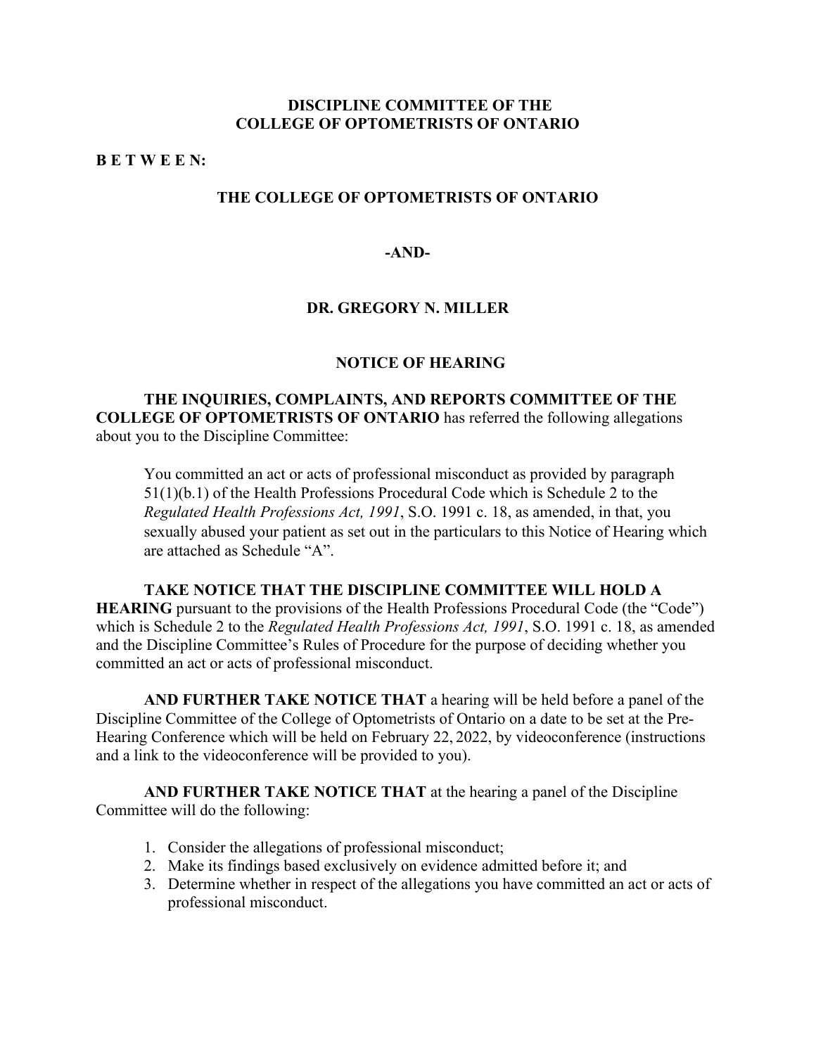**DISCIPLINE COMMITTEE OF THE COLLEGE OF OPTOMETRISTS OF ONTARIO**

**B E T W E E N:**

**THE COLLEGE OF OPTOMETRISTS OF ONTARIO**

**-AND-**

**DR. GREGORY N. MILLER**

# NOTICE OF HEARING

**THE INQUIRIES, COMPLAINTS, AND REPORTS COMMITTEE OF THE COLLEGE OF OPTOMETRISTS OF ONTARIO** has referred the following allegations about you to the Discipline Committee:

> You committed an act or acts of professional misconduct as provided by paragraph 51(1)(b.1) of the Health Professions Procedural Code which is Schedule 2 to the *Regulated Health Professions Act, 1991*, S.O. 1991 c. 18, as amended, in that, you sexually abused your patient as set out in the particulars to this Notice of Hearing which are attached as Schedule "A".

**TAKE NOTICE THAT THE DISCIPLINE COMMITTEE WILL HOLD A HEARING** pursuant to the provisions of the Health Professions Procedural Code (the "Code") which is Schedule 2 to the *Regulated Health Professions Act, 1991*, S.O. 1991 c. 18, as amended and the Discipline Committee's Rules of Procedure for the purpose of deciding whether you committed an act or acts of professional misconduct.

**AND FURTHER TAKE NOTICE THAT** a hearing will be held before a panel of the Discipline Committee of the College of Optometrists of Ontario on a date to be set at the Pre-Hearing Conference which will be held on February 22, 2022, by videoconference (instructions and a link to the videoconference will be provided to you).

**AND FURTHER TAKE NOTICE THAT** at the hearing a panel of the Discipline Committee will do the following:

1. Consider the allegations of professional misconduct;
2. Make its findings based exclusively on evidence admitted before it; and
3. Determine whether in respect of the allegations you have committed an act or acts of professional misconduct.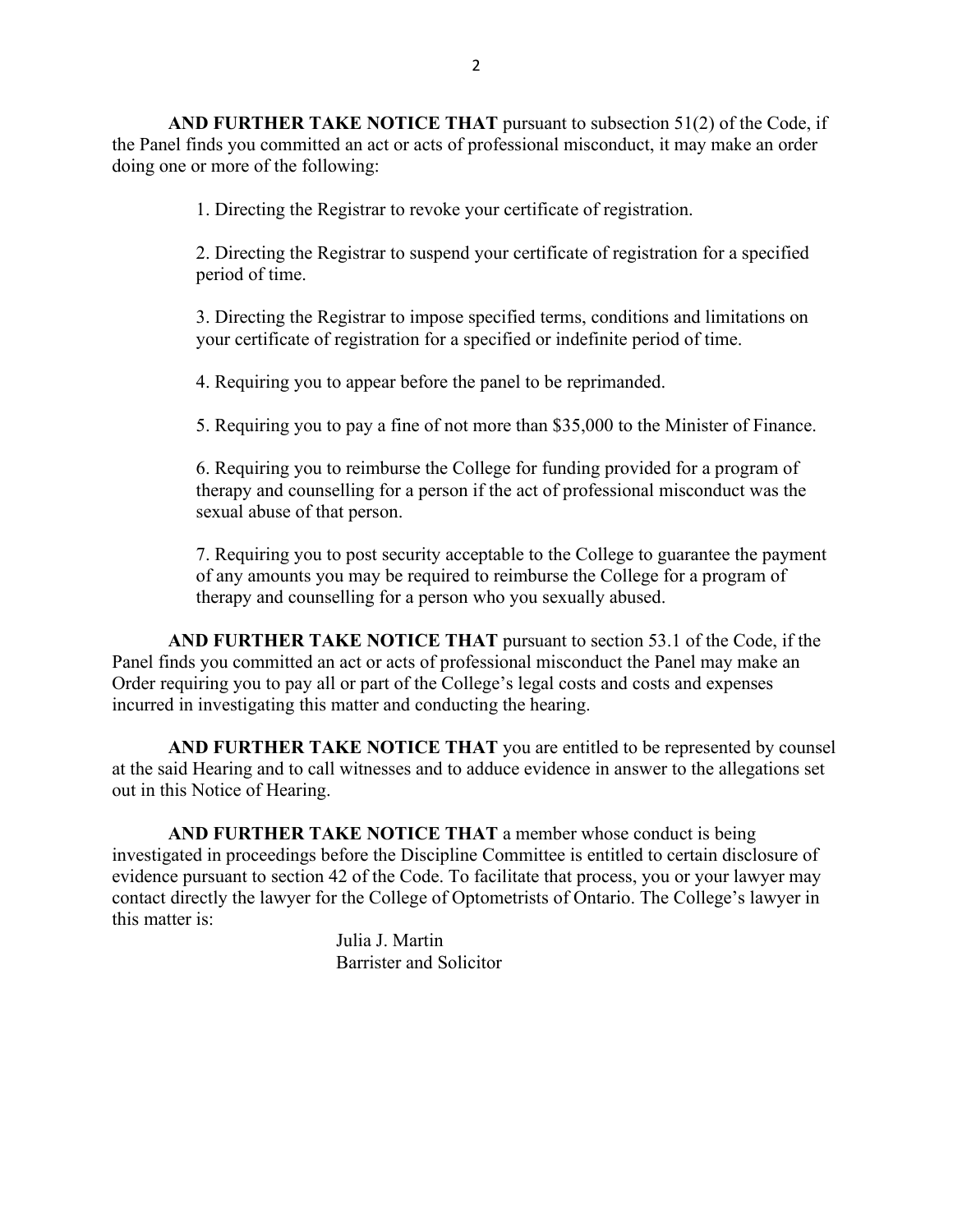**AND FURTHER TAKE NOTICE THAT** pursuant to subsection 51(2) of the Code, if the Panel finds you committed an act or acts of professional misconduct, it may make an order doing one or more of the following:

1. Directing the Registrar to revoke your certificate of registration.

2. Directing the Registrar to suspend your certificate of registration for a specified period of time.

3. Directing the Registrar to impose specified terms, conditions and limitations on your certificate of registration for a specified or indefinite period of time.

4. Requiring you to appear before the panel to be reprimanded.

5. Requiring you to pay a fine of not more than $35,000 to the Minister of Finance.

6. Requiring you to reimburse the College for funding provided for a program of therapy and counselling for a person if the act of professional misconduct was the sexual abuse of that person.

7. Requiring you to post security acceptable to the College to guarantee the payment of any amounts you may be required to reimburse the College for a program of therapy and counselling for a person who you sexually abused.

**AND FURTHER TAKE NOTICE THAT** pursuant to section 53.1 of the Code, if the Panel finds you committed an act or acts of professional misconduct the Panel may make an Order requiring you to pay all or part of the College's legal costs and costs and expenses incurred in investigating this matter and conducting the hearing.

**AND FURTHER TAKE NOTICE THAT** you are entitled to be represented by counsel at the said Hearing and to call witnesses and to adduce evidence in answer to the allegations set out in this Notice of Hearing.

**AND FURTHER TAKE NOTICE THAT** a member whose conduct is being investigated in proceedings before the Discipline Committee is entitled to certain disclosure of evidence pursuant to section 42 of the Code. To facilitate that process, you or your lawyer may contact directly the lawyer for the College of Optometrists of Ontario. The College's lawyer in this matter is:

Julia J. Martin
Barrister and Solicitor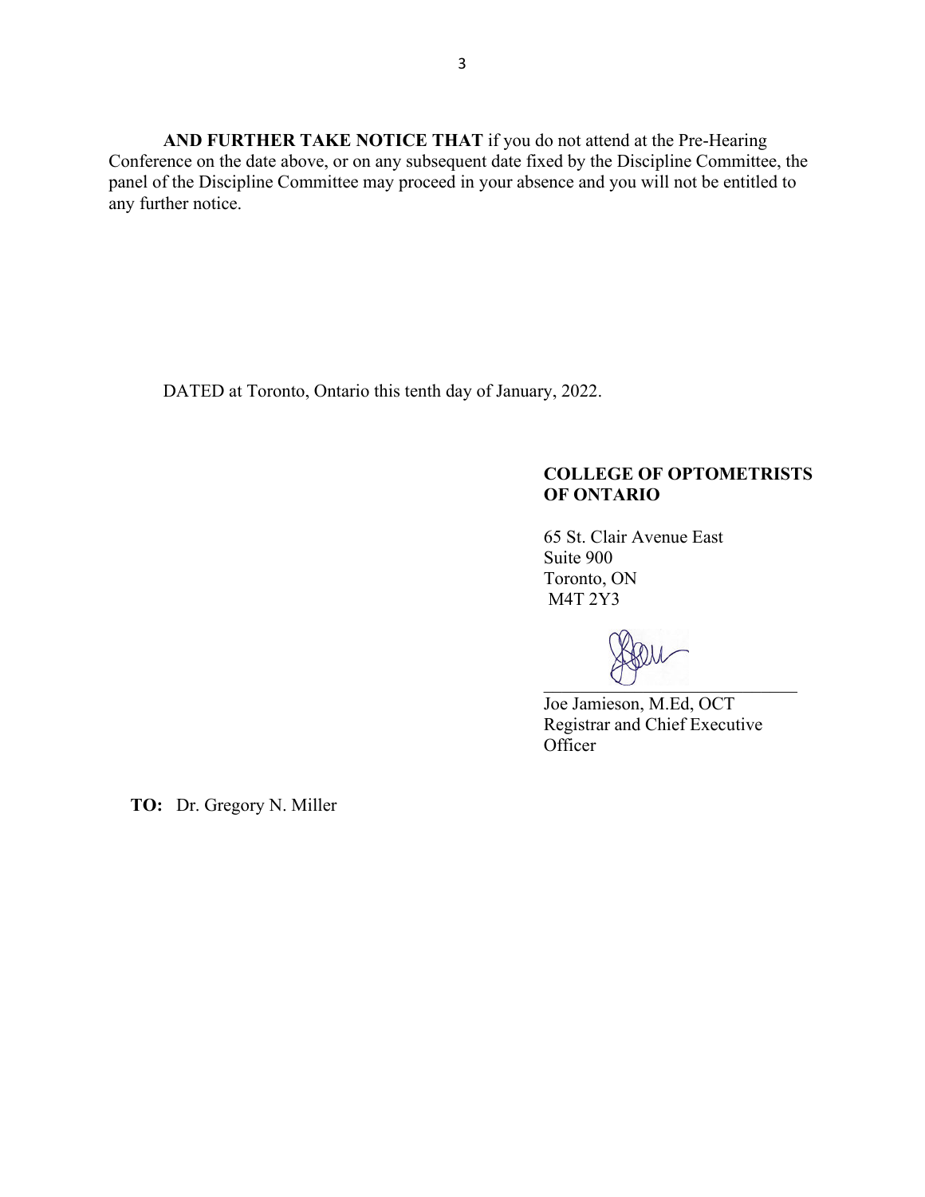**AND FURTHER TAKE NOTICE THAT** if you do not attend at the Pre-Hearing Conference on the date above, or on any subsequent date fixed by the Discipline Committee, the panel of the Discipline Committee may proceed in your absence and you will not be entitled to any further notice.

DATED at Toronto, Ontario this tenth day of January, 2022.

**COLLEGE OF OPTOMETRISTS OF ONTARIO**

65 St. Clair Avenue East
Suite 900
Toronto, ON
M4T 2Y3

\_\_\_\_\_\_\_\_\_\_\_\_\_\_\_\_\_\_\_\_\_\_\_\_\_\_\_\_\_\_
Joe Jamieson, M.Ed, OCT
Registrar and Chief Executive Officer

**TO:** Dr. Gregory N. Miller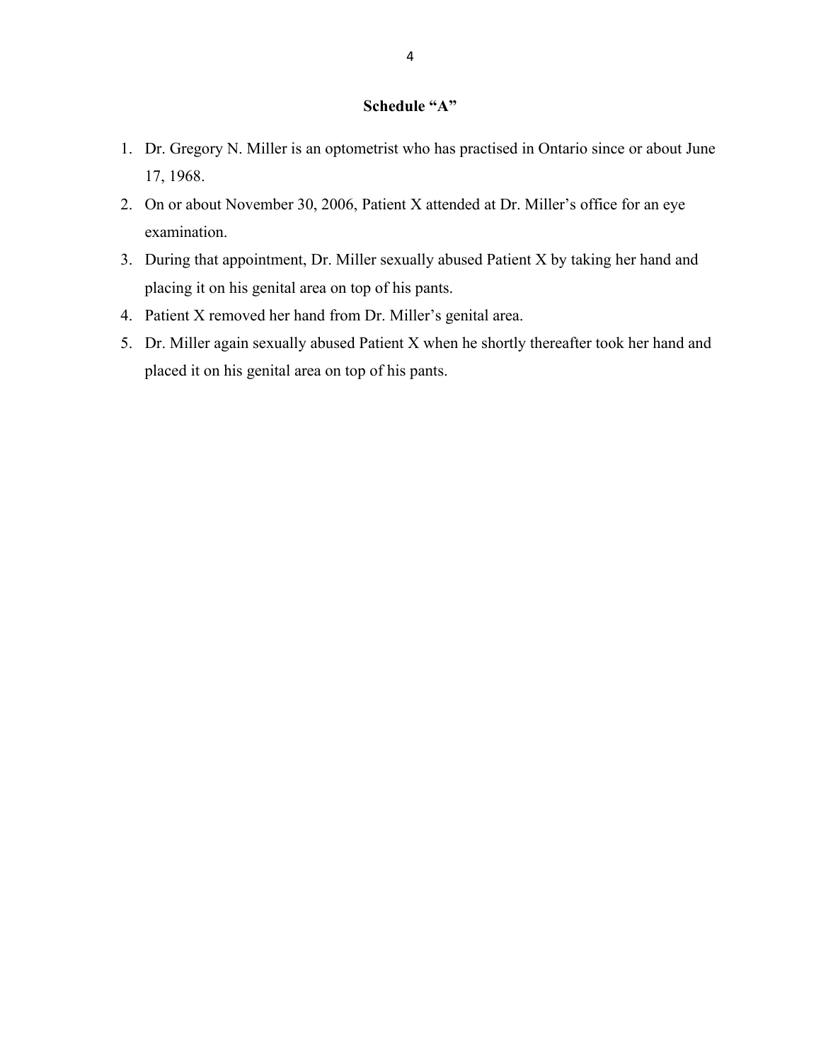**Schedule "A"**

1. Dr. Gregory N. Miller is an optometrist who has practised in Ontario since or about June 17, 1968.
2. On or about November 30, 2006, Patient X attended at Dr. Miller's office for an eye examination.
3. During that appointment, Dr. Miller sexually abused Patient X by taking her hand and placing it on his genital area on top of his pants.
4. Patient X removed her hand from Dr. Miller's genital area.
5. Dr. Miller again sexually abused Patient X when he shortly thereafter took her hand and placed it on his genital area on top of his pants.